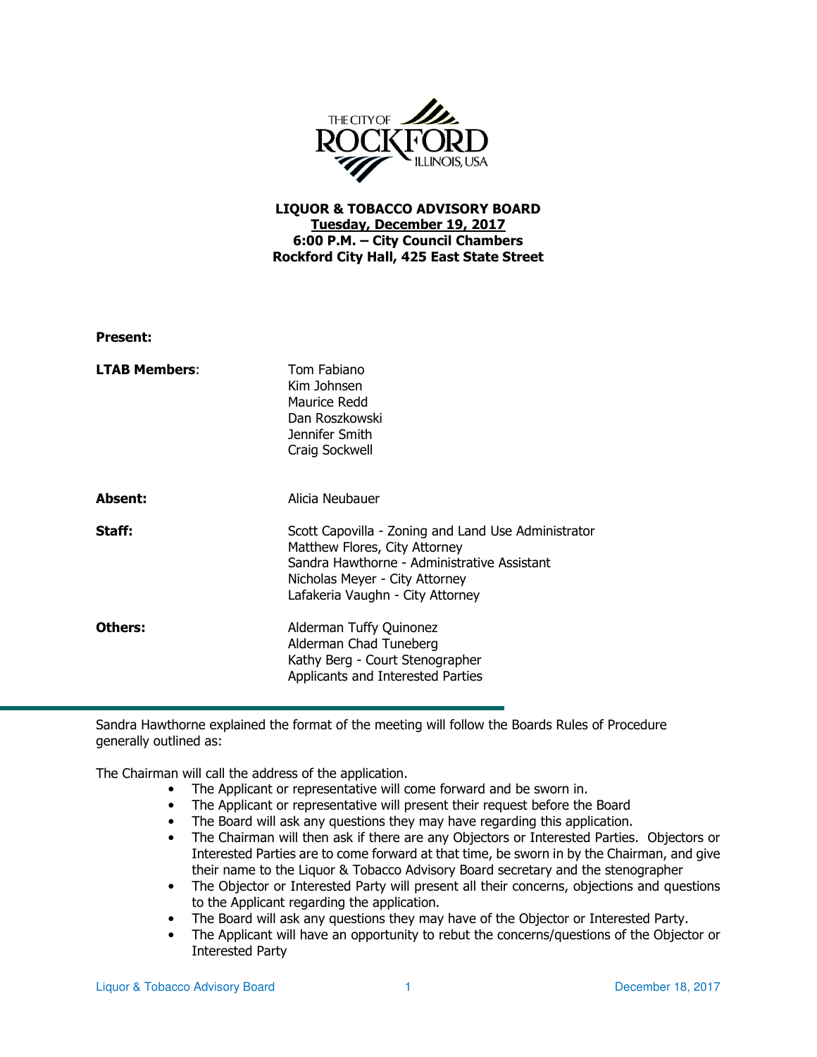THE CITY OF ROCKFORD ILLINOIS, USA

**LIQUOR & TOBACCO ADVISORY BOARD**
**Tuesday, December 19, 2017**
**6:00 P.M. – City Council Chambers**
**Rockford City Hall, 425 East State Street**

**Present:**

| | |
|---|---|
| **LTAB Members**: | Tom Fabiano<br>Kim Johnsen<br>Maurice Redd<br>Dan Roszkowski<br>Jennifer Smith<br>Craig Sockwell |
| **Absent:** | Alicia Neubauer |
| **Staff:** | Scott Capovilla - Zoning and Land Use Administrator<br>Matthew Flores, City Attorney<br>Sandra Hawthorne - Administrative Assistant<br>Nicholas Meyer - City Attorney<br>Lafakeria Vaughn - City Attorney |
| **Others:** | Alderman Tuffy Quinonez<br>Alderman Chad Tuneberg<br>Kathy Berg - Court Stenographer<br>Applicants and Interested Parties |

---

Sandra Hawthorne explained the format of the meeting will follow the Boards Rules of Procedure generally outlined as:

The Chairman will call the address of the application.

- The Applicant or representative will come forward and be sworn in.
- The Applicant or representative will present their request before the Board
- The Board will ask any questions they may have regarding this application.
- The Chairman will then ask if there are any Objectors or Interested Parties. Objectors or Interested Parties are to come forward at that time, be sworn in by the Chairman, and give their name to the Liquor & Tobacco Advisory Board secretary and the stenographer
- The Objector or Interested Party will present all their concerns, objections and questions to the Applicant regarding the application.
- The Board will ask any questions they may have of the Objector or Interested Party.
- The Applicant will have an opportunity to rebut the concerns/questions of the Objector or Interested Party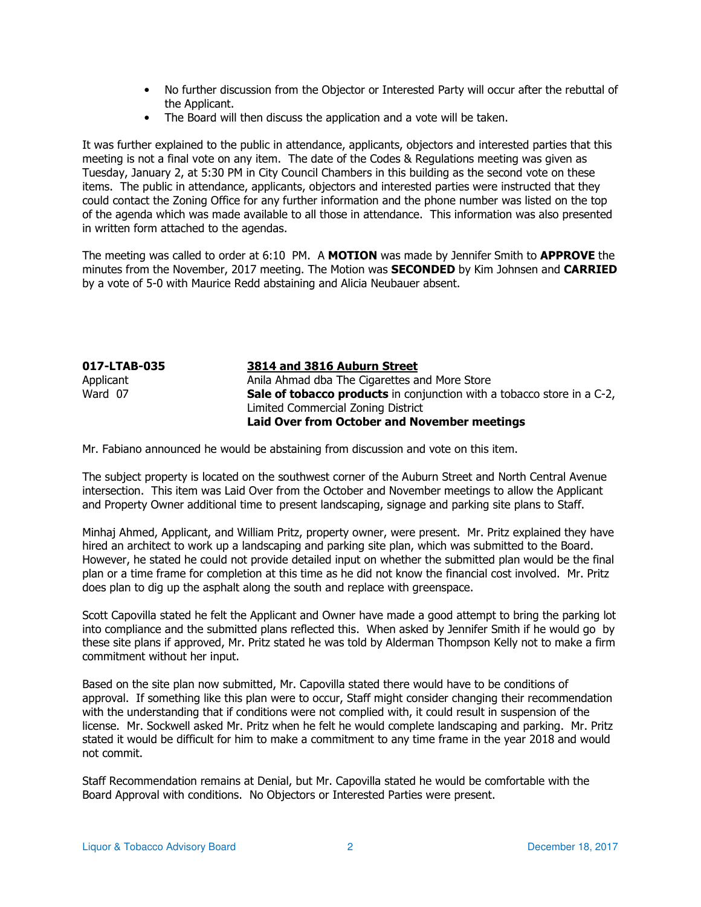- No further discussion from the Objector or Interested Party will occur after the rebuttal of the Applicant.
- The Board will then discuss the application and a vote will be taken.

It was further explained to the public in attendance, applicants, objectors and interested parties that this meeting is not a final vote on any item. The date of the Codes & Regulations meeting was given as Tuesday, January 2, at 5:30 PM in City Council Chambers in this building as the second vote on these items. The public in attendance, applicants, objectors and interested parties were instructed that they could contact the Zoning Office for any further information and the phone number was listed on the top of the agenda which was made available to all those in attendance. This information was also presented in written form attached to the agendas.

The meeting was called to order at 6:10 PM. A **MOTION** was made by Jennifer Smith to **APPROVE** the minutes from the November, 2017 meeting. The Motion was **SECONDED** by Kim Johnsen and **CARRIED** by a vote of 5-0 with Maurice Redd abstaining and Alicia Neubauer absent.

**017-LTAB-035** — **3814 and 3816 Auburn Street**

Applicant — Anila Ahmad dba The Cigarettes and More Store

Ward 07 — **Sale of tobacco products** in conjunction with a tobacco store in a C-2, Limited Commercial Zoning District

**Laid Over from October and November meetings**

Mr. Fabiano announced he would be abstaining from discussion and vote on this item.

The subject property is located on the southwest corner of the Auburn Street and North Central Avenue intersection. This item was Laid Over from the October and November meetings to allow the Applicant and Property Owner additional time to present landscaping, signage and parking site plans to Staff.

Minhaj Ahmed, Applicant, and William Pritz, property owner, were present. Mr. Pritz explained they have hired an architect to work up a landscaping and parking site plan, which was submitted to the Board. However, he stated he could not provide detailed input on whether the submitted plan would be the final plan or a time frame for completion at this time as he did not know the financial cost involved. Mr. Pritz does plan to dig up the asphalt along the south and replace with greenspace.

Scott Capovilla stated he felt the Applicant and Owner have made a good attempt to bring the parking lot into compliance and the submitted plans reflected this. When asked by Jennifer Smith if he would go by these site plans if approved, Mr. Pritz stated he was told by Alderman Thompson Kelly not to make a firm commitment without her input.

Based on the site plan now submitted, Mr. Capovilla stated there would have to be conditions of approval. If something like this plan were to occur, Staff might consider changing their recommendation with the understanding that if conditions were not complied with, it could result in suspension of the license. Mr. Sockwell asked Mr. Pritz when he felt he would complete landscaping and parking. Mr. Pritz stated it would be difficult for him to make a commitment to any time frame in the year 2018 and would not commit.

Staff Recommendation remains at Denial, but Mr. Capovilla stated he would be comfortable with the Board Approval with conditions. No Objectors or Interested Parties were present.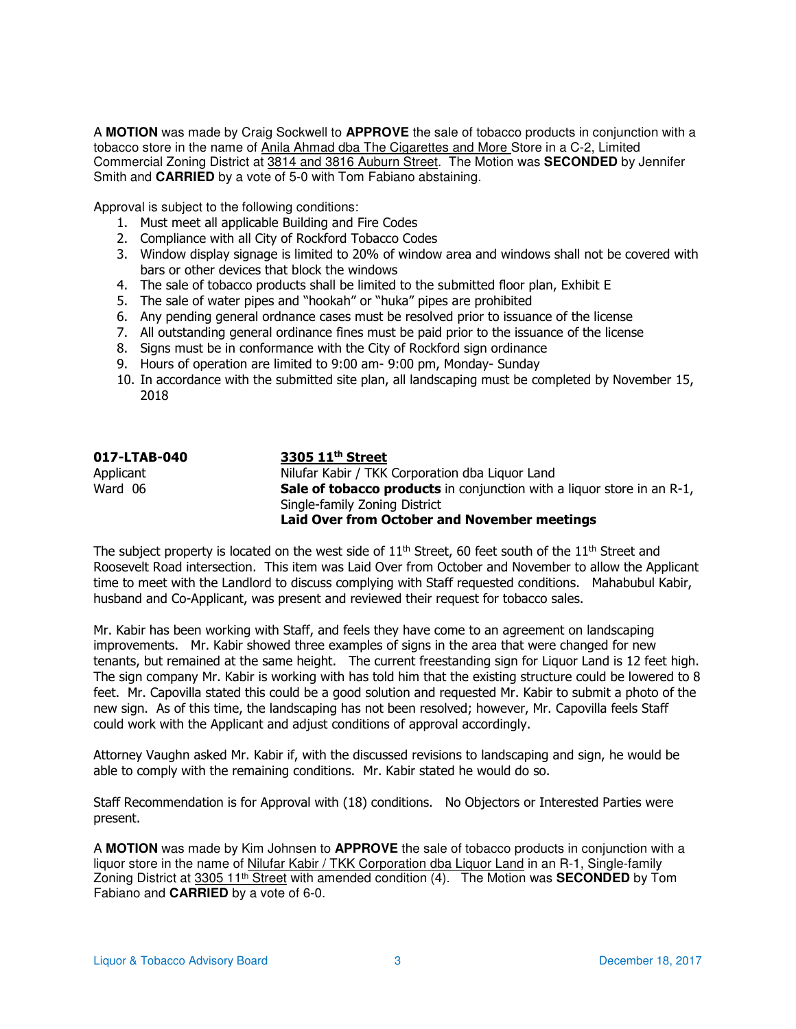A **MOTION** was made by Craig Sockwell to **APPROVE** the sale of tobacco products in conjunction with a tobacco store in the name of Anila Ahmad dba The Cigarettes and More Store in a C-2, Limited Commercial Zoning District at 3814 and 3816 Auburn Street. The Motion was **SECONDED** by Jennifer Smith and **CARRIED** by a vote of 5-0 with Tom Fabiano abstaining.

Approval is subject to the following conditions:

1. Must meet all applicable Building and Fire Codes
2. Compliance with all City of Rockford Tobacco Codes
3. Window display signage is limited to 20% of window area and windows shall not be covered with bars or other devices that block the windows
4. The sale of tobacco products shall be limited to the submitted floor plan, Exhibit E
5. The sale of water pipes and "hookah" or "huka" pipes are prohibited
6. Any pending general ordnance cases must be resolved prior to issuance of the license
7. All outstanding general ordinance fines must be paid prior to the issuance of the license
8. Signs must be in conformance with the City of Rockford sign ordinance
9. Hours of operation are limited to 9:00 am- 9:00 pm, Monday- Sunday
10. In accordance with the submitted site plan, all landscaping must be completed by November 15, 2018

**017-LTAB-040** — **3305 11th Street**
Applicant — Nilufar Kabir / TKK Corporation dba Liquor Land
Ward 06 — **Sale of tobacco products** in conjunction with a liquor store in an R-1, Single-family Zoning District
**Laid Over from October and November meetings**

The subject property is located on the west side of 11th Street, 60 feet south of the 11th Street and Roosevelt Road intersection. This item was Laid Over from October and November to allow the Applicant time to meet with the Landlord to discuss complying with Staff requested conditions. Mahabubul Kabir, husband and Co-Applicant, was present and reviewed their request for tobacco sales.

Mr. Kabir has been working with Staff, and feels they have come to an agreement on landscaping improvements. Mr. Kabir showed three examples of signs in the area that were changed for new tenants, but remained at the same height. The current freestanding sign for Liquor Land is 12 feet high. The sign company Mr. Kabir is working with has told him that the existing structure could be lowered to 8 feet. Mr. Capovilla stated this could be a good solution and requested Mr. Kabir to submit a photo of the new sign. As of this time, the landscaping has not been resolved; however, Mr. Capovilla feels Staff could work with the Applicant and adjust conditions of approval accordingly.

Attorney Vaughn asked Mr. Kabir if, with the discussed revisions to landscaping and sign, he would be able to comply with the remaining conditions. Mr. Kabir stated he would do so.

Staff Recommendation is for Approval with (18) conditions. No Objectors or Interested Parties were present.

A **MOTION** was made by Kim Johnsen to **APPROVE** the sale of tobacco products in conjunction with a liquor store in the name of Nilufar Kabir / TKK Corporation dba Liquor Land in an R-1, Single-family Zoning District at 3305 11th Street with amended condition (4). The Motion was **SECONDED** by Tom Fabiano and **CARRIED** by a vote of 6-0.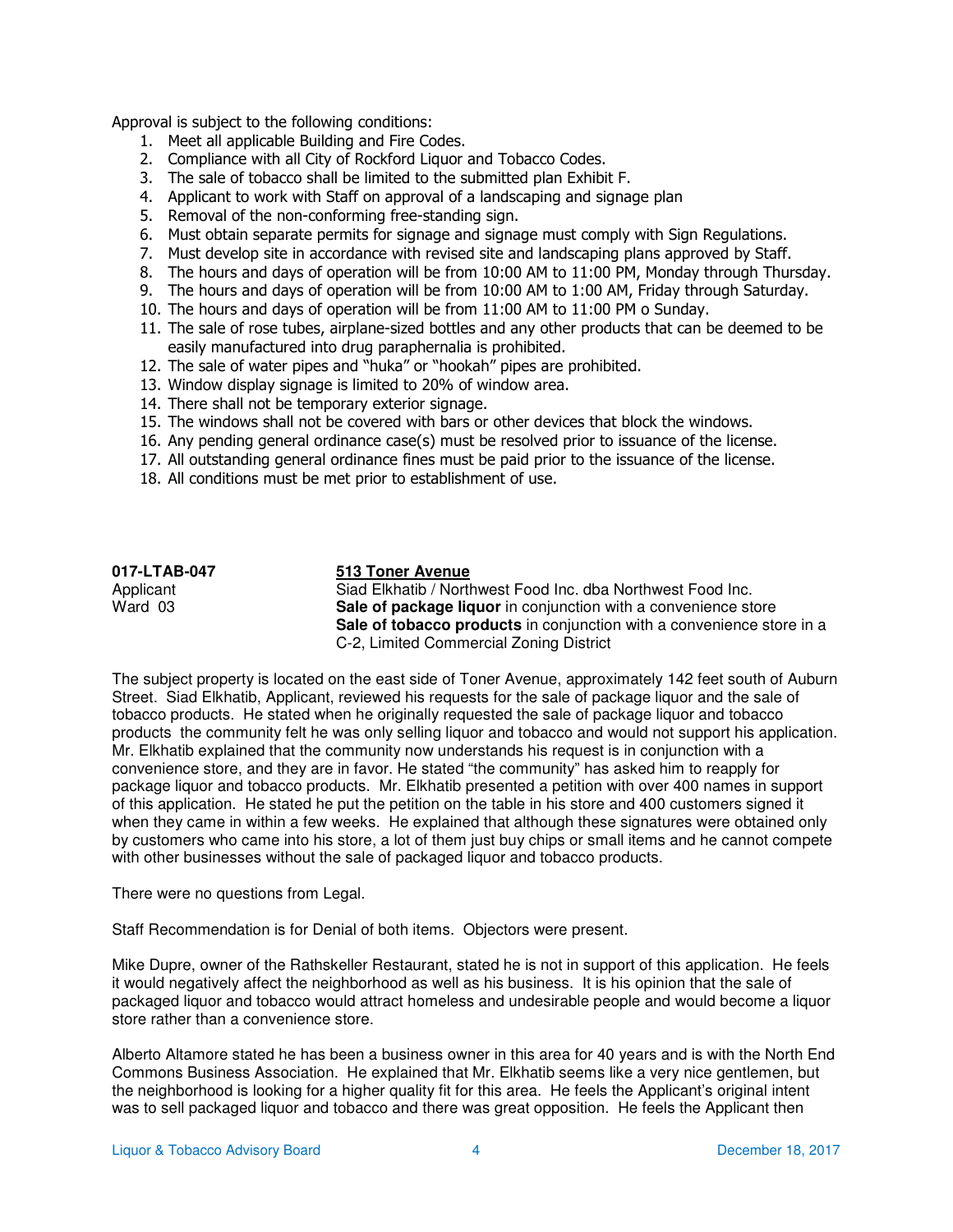Approval is subject to the following conditions:

1. Meet all applicable Building and Fire Codes.
2. Compliance with all City of Rockford Liquor and Tobacco Codes.
3. The sale of tobacco shall be limited to the submitted plan Exhibit F.
4. Applicant to work with Staff on approval of a landscaping and signage plan
5. Removal of the non-conforming free-standing sign.
6. Must obtain separate permits for signage and signage must comply with Sign Regulations.
7. Must develop site in accordance with revised site and landscaping plans approved by Staff.
8. The hours and days of operation will be from 10:00 AM to 11:00 PM, Monday through Thursday.
9. The hours and days of operation will be from 10:00 AM to 1:00 AM, Friday through Saturday.
10. The hours and days of operation will be from 11:00 AM to 11:00 PM o Sunday.
11. The sale of rose tubes, airplane-sized bottles and any other products that can be deemed to be easily manufactured into drug paraphernalia is prohibited.
12. The sale of water pipes and "huka" or "hookah" pipes are prohibited.
13. Window display signage is limited to 20% of window area.
14. There shall not be temporary exterior signage.
15. The windows shall not be covered with bars or other devices that block the windows.
16. Any pending general ordinance case(s) must be resolved prior to issuance of the license.
17. All outstanding general ordinance fines must be paid prior to the issuance of the license.
18. All conditions must be met prior to establishment of use.

**017-LTAB-047** — **513 Toner Avenue**

Applicant — Siad Elkhatib / Northwest Food Inc. dba Northwest Food Inc.

Ward 03 — **Sale of package liquor** in conjunction with a convenience store
**Sale of tobacco products** in conjunction with a convenience store in a C-2, Limited Commercial Zoning District

The subject property is located on the east side of Toner Avenue, approximately 142 feet south of Auburn Street. Siad Elkhatib, Applicant, reviewed his requests for the sale of package liquor and the sale of tobacco products. He stated when he originally requested the sale of package liquor and tobacco products the community felt he was only selling liquor and tobacco and would not support his application. Mr. Elkhatib explained that the community now understands his request is in conjunction with a convenience store, and they are in favor. He stated "the community" has asked him to reapply for package liquor and tobacco products. Mr. Elkhatib presented a petition with over 400 names in support of this application. He stated he put the petition on the table in his store and 400 customers signed it when they came in within a few weeks. He explained that although these signatures were obtained only by customers who came into his store, a lot of them just buy chips or small items and he cannot compete with other businesses without the sale of packaged liquor and tobacco products.

There were no questions from Legal.

Staff Recommendation is for Denial of both items. Objectors were present.

Mike Dupre, owner of the Rathskeller Restaurant, stated he is not in support of this application. He feels it would negatively affect the neighborhood as well as his business. It is his opinion that the sale of packaged liquor and tobacco would attract homeless and undesirable people and would become a liquor store rather than a convenience store.

Alberto Altamore stated he has been a business owner in this area for 40 years and is with the North End Commons Business Association. He explained that Mr. Elkhatib seems like a very nice gentlemen, but the neighborhood is looking for a higher quality fit for this area. He feels the Applicant's original intent was to sell packaged liquor and tobacco and there was great opposition. He feels the Applicant then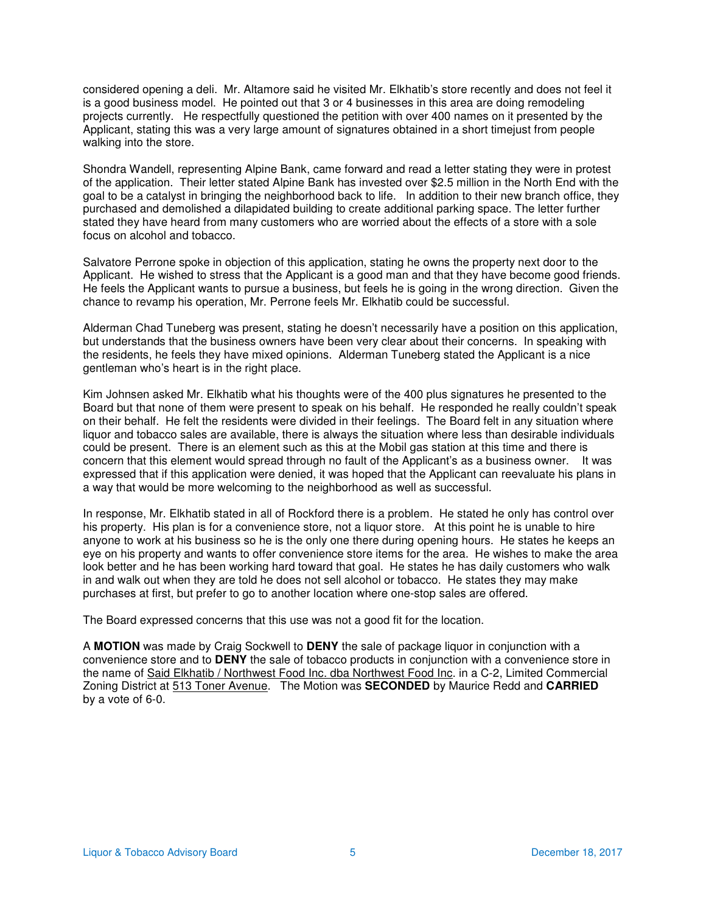considered opening a deli. Mr. Altamore said he visited Mr. Elkhatib's store recently and does not feel it is a good business model. He pointed out that 3 or 4 businesses in this area are doing remodeling projects currently. He respectfully questioned the petition with over 400 names on it presented by the Applicant, stating this was a very large amount of signatures obtained in a short timejust from people walking into the store.

Shondra Wandell, representing Alpine Bank, came forward and read a letter stating they were in protest of the application. Their letter stated Alpine Bank has invested over $2.5 million in the North End with the goal to be a catalyst in bringing the neighborhood back to life. In addition to their new branch office, they purchased and demolished a dilapidated building to create additional parking space. The letter further stated they have heard from many customers who are worried about the effects of a store with a sole focus on alcohol and tobacco.

Salvatore Perrone spoke in objection of this application, stating he owns the property next door to the Applicant. He wished to stress that the Applicant is a good man and that they have become good friends. He feels the Applicant wants to pursue a business, but feels he is going in the wrong direction. Given the chance to revamp his operation, Mr. Perrone feels Mr. Elkhatib could be successful.

Alderman Chad Tuneberg was present, stating he doesn't necessarily have a position on this application, but understands that the business owners have been very clear about their concerns. In speaking with the residents, he feels they have mixed opinions. Alderman Tuneberg stated the Applicant is a nice gentleman who's heart is in the right place.

Kim Johnsen asked Mr. Elkhatib what his thoughts were of the 400 plus signatures he presented to the Board but that none of them were present to speak on his behalf. He responded he really couldn't speak on their behalf. He felt the residents were divided in their feelings. The Board felt in any situation where liquor and tobacco sales are available, there is always the situation where less than desirable individuals could be present. There is an element such as this at the Mobil gas station at this time and there is concern that this element would spread through no fault of the Applicant's as a business owner. It was expressed that if this application were denied, it was hoped that the Applicant can reevaluate his plans in a way that would be more welcoming to the neighborhood as well as successful.

In response, Mr. Elkhatib stated in all of Rockford there is a problem. He stated he only has control over his property. His plan is for a convenience store, not a liquor store. At this point he is unable to hire anyone to work at his business so he is the only one there during opening hours. He states he keeps an eye on his property and wants to offer convenience store items for the area. He wishes to make the area look better and he has been working hard toward that goal. He states he has daily customers who walk in and walk out when they are told he does not sell alcohol or tobacco. He states they may make purchases at first, but prefer to go to another location where one-stop sales are offered.

The Board expressed concerns that this use was not a good fit for the location.

A **MOTION** was made by Craig Sockwell to **DENY** the sale of package liquor in conjunction with a convenience store and to **DENY** the sale of tobacco products in conjunction with a convenience store in the name of Said Elkhatib / Northwest Food Inc. dba Northwest Food Inc. in a C-2, Limited Commercial Zoning District at 513 Toner Avenue. The Motion was **SECONDED** by Maurice Redd and **CARRIED** by a vote of 6-0.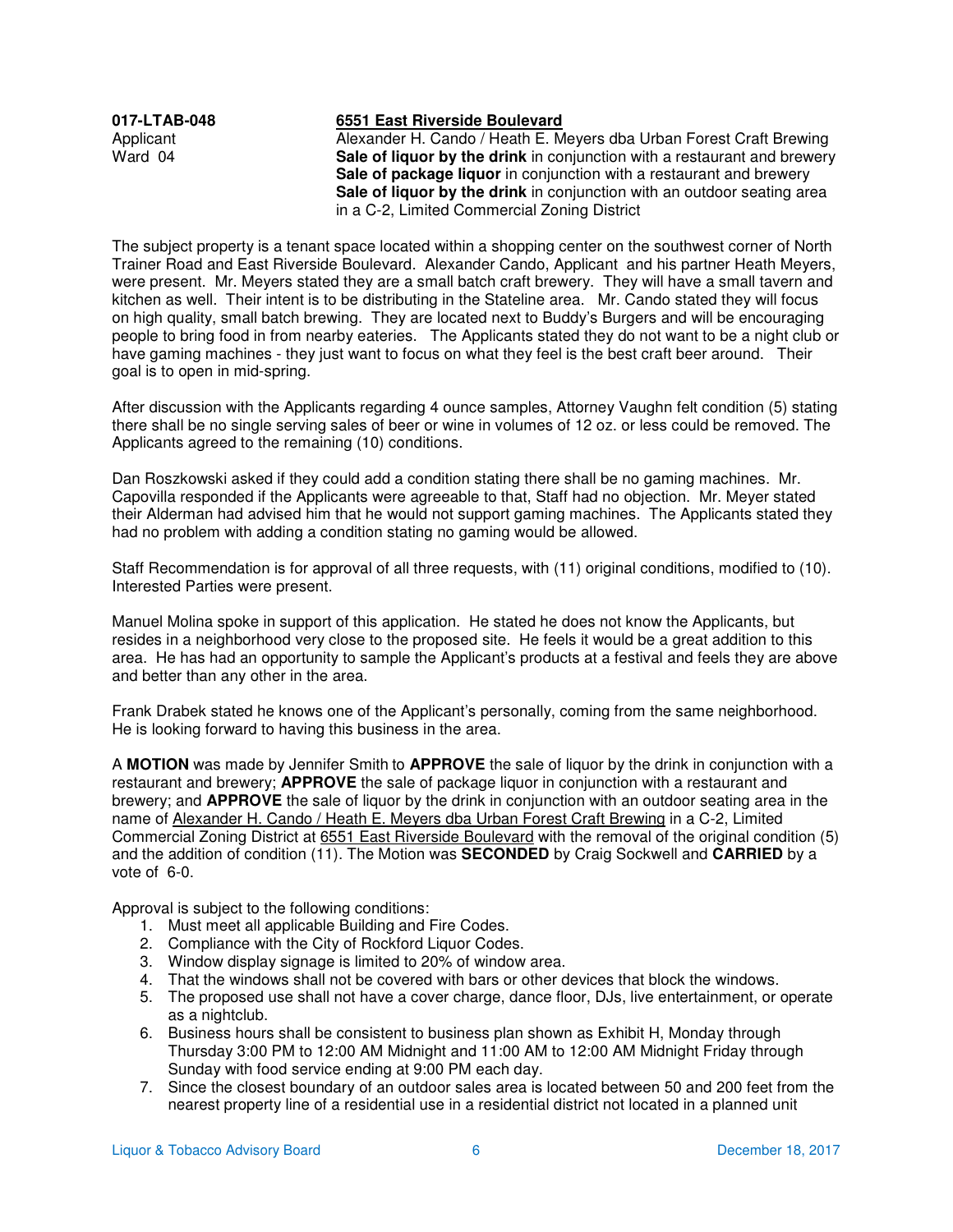**017-LTAB-048**
Applicant
Ward 04

**<u>6551 East Riverside Boulevard</u>**
Alexander H. Cando / Heath E. Meyers dba Urban Forest Craft Brewing
**Sale of liquor by the drink** in conjunction with a restaurant and brewery
**Sale of package liquor** in conjunction with a restaurant and brewery
**Sale of liquor by the drink** in conjunction with an outdoor seating area in a C-2, Limited Commercial Zoning District

The subject property is a tenant space located within a shopping center on the southwest corner of North Trainer Road and East Riverside Boulevard. Alexander Cando, Applicant and his partner Heath Meyers, were present. Mr. Meyers stated they are a small batch craft brewery. They will have a small tavern and kitchen as well. Their intent is to be distributing in the Stateline area. Mr. Cando stated they will focus on high quality, small batch brewing. They are located next to Buddy's Burgers and will be encouraging people to bring food in from nearby eateries. The Applicants stated they do not want to be a night club or have gaming machines - they just want to focus on what they feel is the best craft beer around. Their goal is to open in mid-spring.

After discussion with the Applicants regarding 4 ounce samples, Attorney Vaughn felt condition (5) stating there shall be no single serving sales of beer or wine in volumes of 12 oz. or less could be removed. The Applicants agreed to the remaining (10) conditions.

Dan Roszkowski asked if they could add a condition stating there shall be no gaming machines. Mr. Capovilla responded if the Applicants were agreeable to that, Staff had no objection. Mr. Meyer stated their Alderman had advised him that he would not support gaming machines. The Applicants stated they had no problem with adding a condition stating no gaming would be allowed.

Staff Recommendation is for approval of all three requests, with (11) original conditions, modified to (10). Interested Parties were present.

Manuel Molina spoke in support of this application. He stated he does not know the Applicants, but resides in a neighborhood very close to the proposed site. He feels it would be a great addition to this area. He has had an opportunity to sample the Applicant's products at a festival and feels they are above and better than any other in the area.

Frank Drabek stated he knows one of the Applicant's personally, coming from the same neighborhood. He is looking forward to having this business in the area.

A **MOTION** was made by Jennifer Smith to **APPROVE** the sale of liquor by the drink in conjunction with a restaurant and brewery; **APPROVE** the sale of package liquor in conjunction with a restaurant and brewery; and **APPROVE** the sale of liquor by the drink in conjunction with an outdoor seating area in the name of <u>Alexander H. Cando / Heath E. Meyers dba Urban Forest Craft Brewing</u> in a C-2, Limited Commercial Zoning District at <u>6551 East Riverside Boulevard</u> with the removal of the original condition (5) and the addition of condition (11). The Motion was **SECONDED** by Craig Sockwell and **CARRIED** by a vote of 6-0.

Approval is subject to the following conditions:

1. Must meet all applicable Building and Fire Codes.
2. Compliance with the City of Rockford Liquor Codes.
3. Window display signage is limited to 20% of window area.
4. That the windows shall not be covered with bars or other devices that block the windows.
5. The proposed use shall not have a cover charge, dance floor, DJs, live entertainment, or operate as a nightclub.
6. Business hours shall be consistent to business plan shown as Exhibit H, Monday through Thursday 3:00 PM to 12:00 AM Midnight and 11:00 AM to 12:00 AM Midnight Friday through Sunday with food service ending at 9:00 PM each day.
7. Since the closest boundary of an outdoor sales area is located between 50 and 200 feet from the nearest property line of a residential use in a residential district not located in a planned unit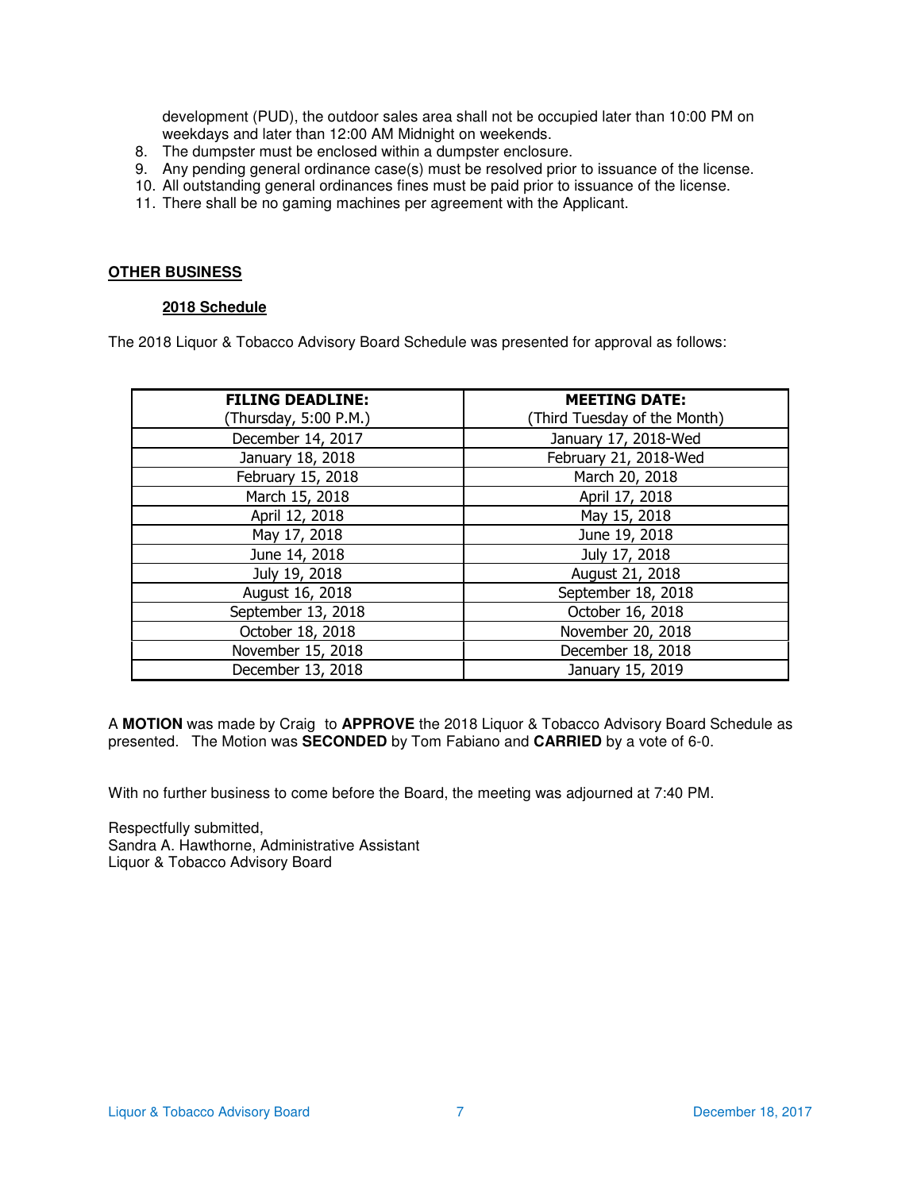development (PUD), the outdoor sales area shall not be occupied later than 10:00 PM on weekdays and later than 12:00 AM Midnight on weekends.

8. The dumpster must be enclosed within a dumpster enclosure.
9. Any pending general ordinance case(s) must be resolved prior to issuance of the license.
10. All outstanding general ordinances fines must be paid prior to issuance of the license.
11. There shall be no gaming machines per agreement with the Applicant.

## OTHER BUSINESS

### 2018 Schedule

The 2018 Liquor & Tobacco Advisory Board Schedule was presented for approval as follows:

| **FILING DEADLINE:** (Thursday, 5:00 P.M.) | **MEETING DATE:** (Third Tuesday of the Month) |
|---|---|
| December 14, 2017 | January 17, 2018-Wed |
| January 18, 2018 | February 21, 2018-Wed |
| February 15, 2018 | March 20, 2018 |
| March 15, 2018 | April 17, 2018 |
| April 12, 2018 | May 15, 2018 |
| May 17, 2018 | June 19, 2018 |
| June 14, 2018 | July 17, 2018 |
| July 19, 2018 | August 21, 2018 |
| August 16, 2018 | September 18, 2018 |
| September 13, 2018 | October 16, 2018 |
| October 18, 2018 | November 20, 2018 |
| November 15, 2018 | December 18, 2018 |
| December 13, 2018 | January 15, 2019 |

A **MOTION** was made by Craig to **APPROVE** the 2018 Liquor & Tobacco Advisory Board Schedule as presented. The Motion was **SECONDED** by Tom Fabiano and **CARRIED** by a vote of 6-0.

With no further business to come before the Board, the meeting was adjourned at 7:40 PM.

Respectfully submitted,
Sandra A. Hawthorne, Administrative Assistant
Liquor & Tobacco Advisory Board